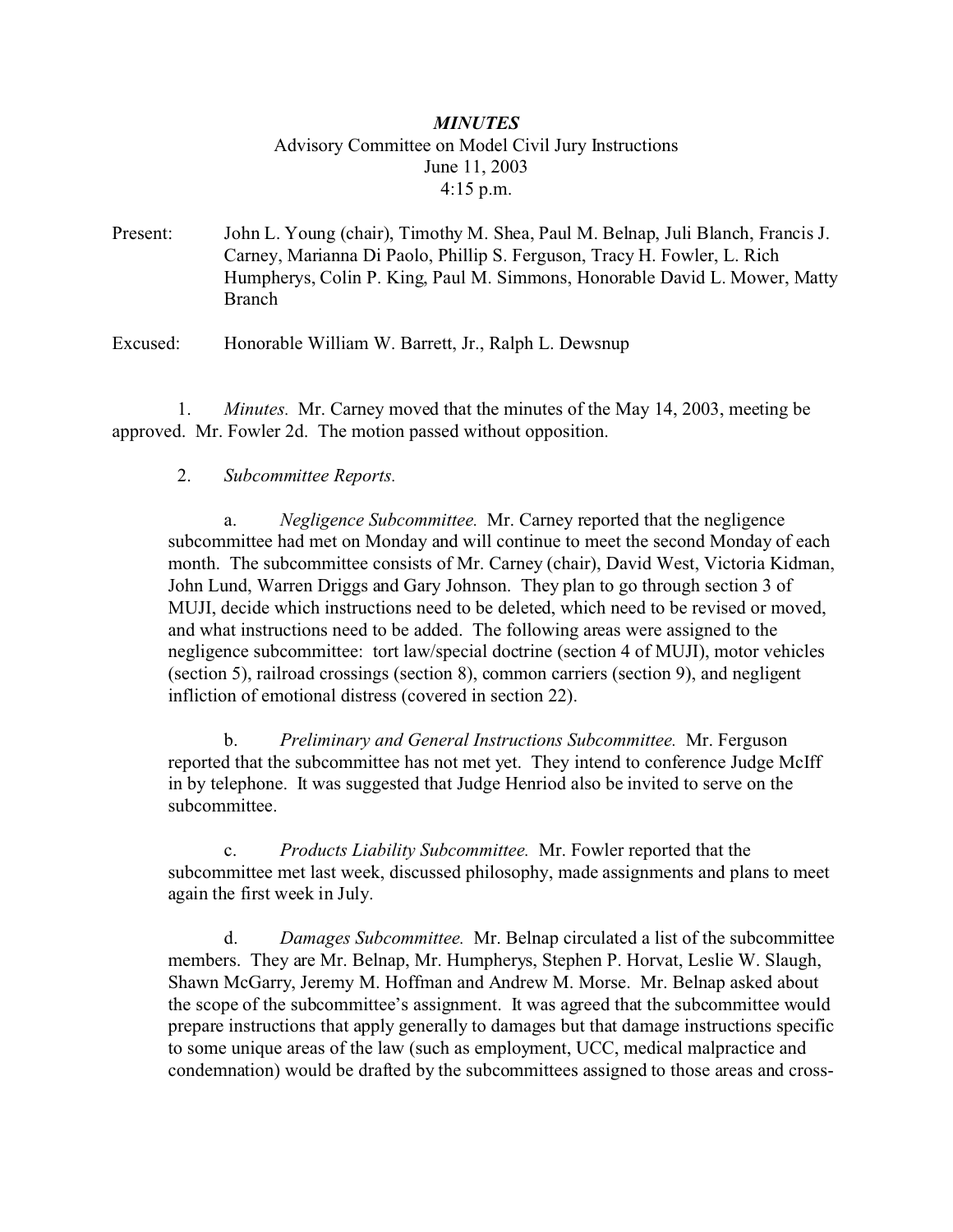# *MINUTES*

Advisory Committee on Model Civil Jury Instructions
June 11, 2003
4:15 p.m.

Present: John L. Young (chair), Timothy M. Shea, Paul M. Belnap, Juli Blanch, Francis J. Carney, Marianna Di Paolo, Phillip S. Ferguson, Tracy H. Fowler, L. Rich Humpherys, Colin P. King, Paul M. Simmons, Honorable David L. Mower, Matty Branch

Excused: Honorable William W. Barrett, Jr., Ralph L. Dewsnup

1. *Minutes.* Mr. Carney moved that the minutes of the May 14, 2003, meeting be approved. Mr. Fowler 2d. The motion passed without opposition.

2. *Subcommittee Reports.*

a. *Negligence Subcommittee.* Mr. Carney reported that the negligence subcommittee had met on Monday and will continue to meet the second Monday of each month. The subcommittee consists of Mr. Carney (chair), David West, Victoria Kidman, John Lund, Warren Driggs and Gary Johnson. They plan to go through section 3 of MUJI, decide which instructions need to be deleted, which need to be revised or moved, and what instructions need to be added. The following areas were assigned to the negligence subcommittee: tort law/special doctrine (section 4 of MUJI), motor vehicles (section 5), railroad crossings (section 8), common carriers (section 9), and negligent infliction of emotional distress (covered in section 22).

b. *Preliminary and General Instructions Subcommittee.* Mr. Ferguson reported that the subcommittee has not met yet. They intend to conference Judge McIff in by telephone. It was suggested that Judge Henriod also be invited to serve on the subcommittee.

c. *Products Liability Subcommittee.* Mr. Fowler reported that the subcommittee met last week, discussed philosophy, made assignments and plans to meet again the first week in July.

d. *Damages Subcommittee.* Mr. Belnap circulated a list of the subcommittee members. They are Mr. Belnap, Mr. Humpherys, Stephen P. Horvat, Leslie W. Slaugh, Shawn McGarry, Jeremy M. Hoffman and Andrew M. Morse. Mr. Belnap asked about the scope of the subcommittee's assignment. It was agreed that the subcommittee would prepare instructions that apply generally to damages but that damage instructions specific to some unique areas of the law (such as employment, UCC, medical malpractice and condemnation) would be drafted by the subcommittees assigned to those areas and cross-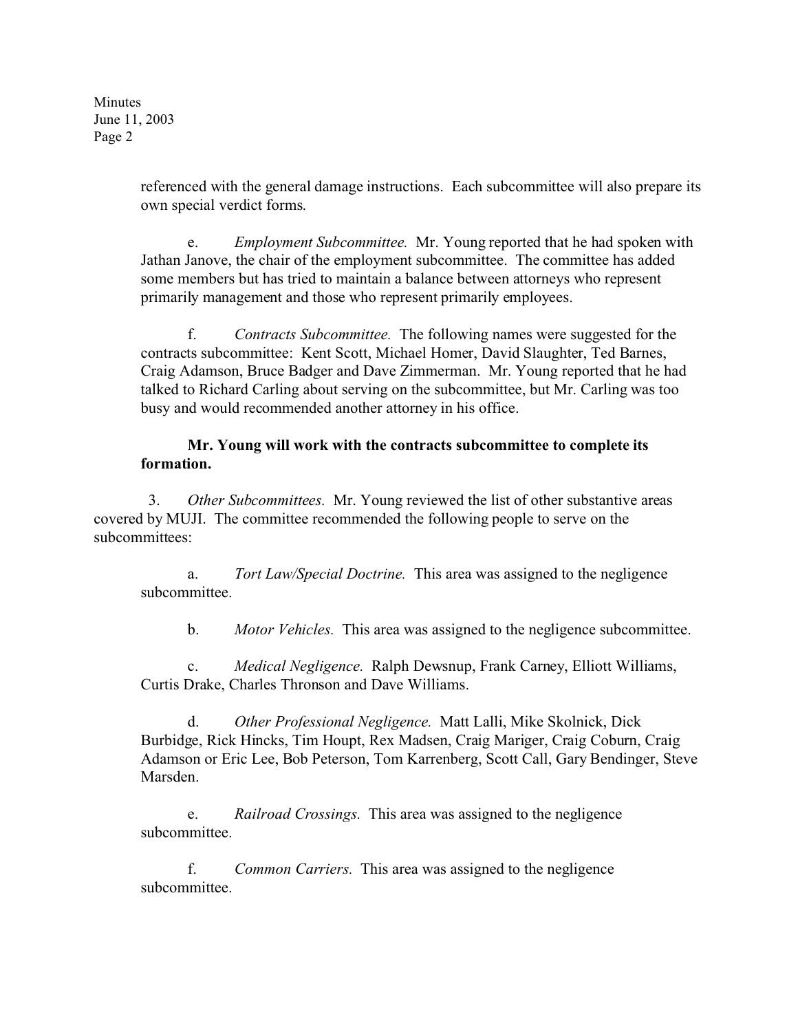referenced with the general damage instructions. Each subcommittee will also prepare its own special verdict forms.

e. *Employment Subcommittee.* Mr. Young reported that he had spoken with Jathan Janove, the chair of the employment subcommittee. The committee has added some members but has tried to maintain a balance between attorneys who represent primarily management and those who represent primarily employees.

f. *Contracts Subcommittee.* The following names were suggested for the contracts subcommittee: Kent Scott, Michael Homer, David Slaughter, Ted Barnes, Craig Adamson, Bruce Badger and Dave Zimmerman. Mr. Young reported that he had talked to Richard Carling about serving on the subcommittee, but Mr. Carling was too busy and would recommended another attorney in his office.

**Mr. Young will work with the contracts subcommittee to complete its formation.**

3. *Other Subcommittees.* Mr. Young reviewed the list of other substantive areas covered by MUJI. The committee recommended the following people to serve on the subcommittees:

a. *Tort Law/Special Doctrine.* This area was assigned to the negligence subcommittee.

b. *Motor Vehicles.* This area was assigned to the negligence subcommittee.

c. *Medical Negligence.* Ralph Dewsnup, Frank Carney, Elliott Williams, Curtis Drake, Charles Thronson and Dave Williams.

d. *Other Professional Negligence.* Matt Lalli, Mike Skolnick, Dick Burbidge, Rick Hincks, Tim Houpt, Rex Madsen, Craig Mariger, Craig Coburn, Craig Adamson or Eric Lee, Bob Peterson, Tom Karrenberg, Scott Call, Gary Bendinger, Steve Marsden.

e. *Railroad Crossings.* This area was assigned to the negligence subcommittee.

f. *Common Carriers.* This area was assigned to the negligence subcommittee.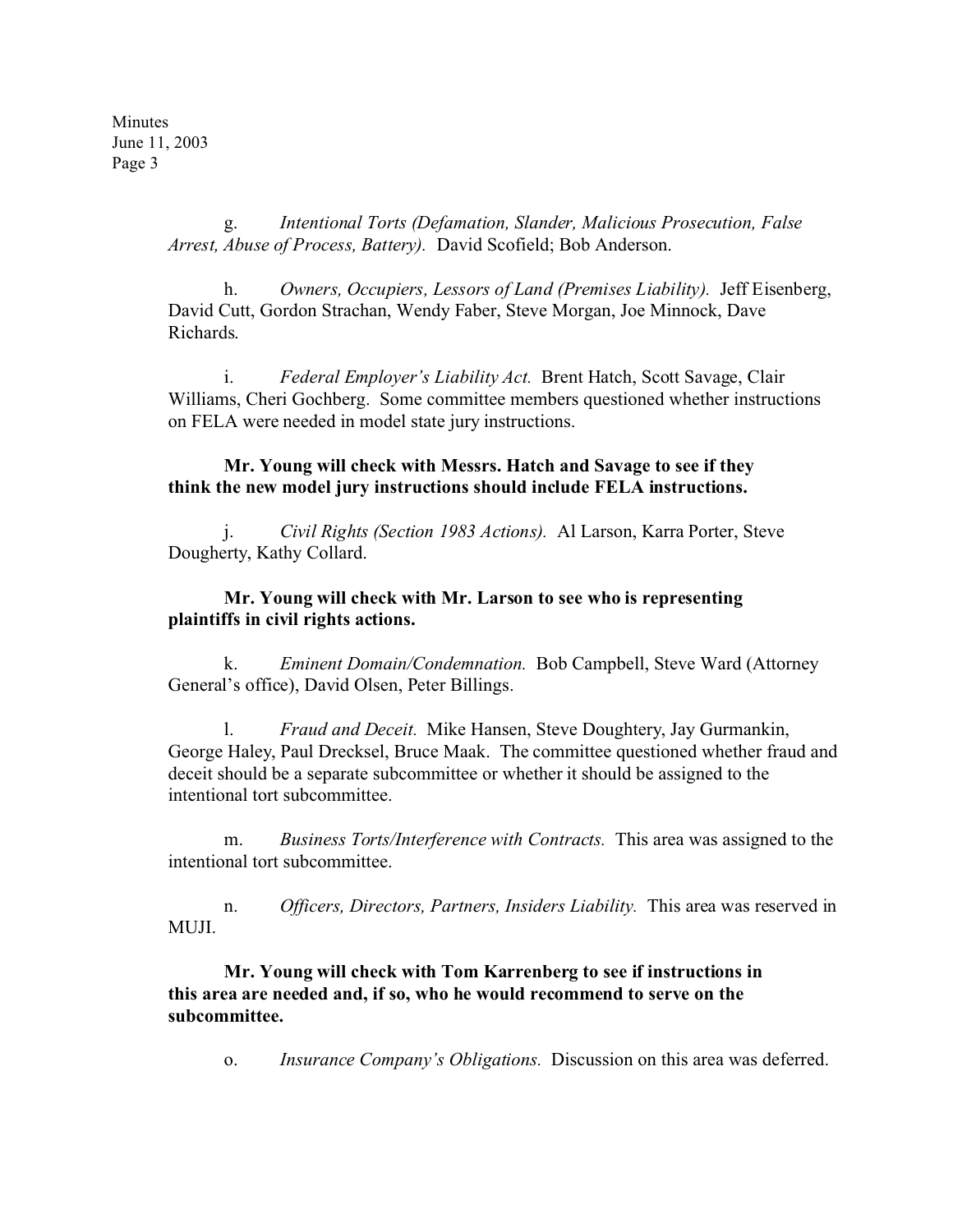g. *Intentional Torts (Defamation, Slander, Malicious Prosecution, False Arrest, Abuse of Process, Battery).* David Scofield; Bob Anderson.

h. *Owners, Occupiers, Lessors of Land (Premises Liability).* Jeff Eisenberg, David Cutt, Gordon Strachan, Wendy Faber, Steve Morgan, Joe Minnock, Dave Richards.

i. *Federal Employer's Liability Act.* Brent Hatch, Scott Savage, Clair Williams, Cheri Gochberg. Some committee members questioned whether instructions on FELA were needed in model state jury instructions.

**Mr. Young will check with Messrs. Hatch and Savage to see if they think the new model jury instructions should include FELA instructions.**

j. *Civil Rights (Section 1983 Actions).* Al Larson, Karra Porter, Steve Dougherty, Kathy Collard.

**Mr. Young will check with Mr. Larson to see who is representing plaintiffs in civil rights actions.**

k. *Eminent Domain/Condemnation.* Bob Campbell, Steve Ward (Attorney General's office), David Olsen, Peter Billings.

l. *Fraud and Deceit.* Mike Hansen, Steve Doughtery, Jay Gurmankin, George Haley, Paul Drecksel, Bruce Maak. The committee questioned whether fraud and deceit should be a separate subcommittee or whether it should be assigned to the intentional tort subcommittee.

m. *Business Torts/Interference with Contracts.* This area was assigned to the intentional tort subcommittee.

n. *Officers, Directors, Partners, Insiders Liability.* This area was reserved in MUJI.

**Mr. Young will check with Tom Karrenberg to see if instructions in this area are needed and, if so, who he would recommend to serve on the subcommittee.**

o. *Insurance Company's Obligations.* Discussion on this area was deferred.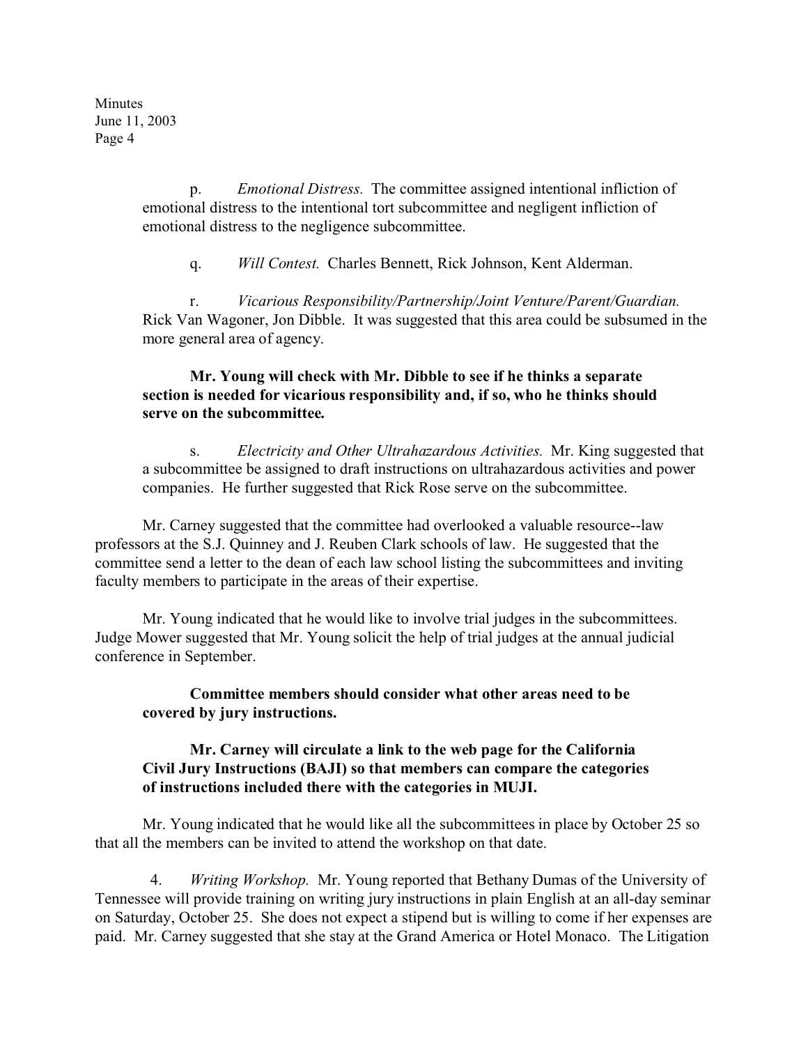p. *Emotional Distress.* The committee assigned intentional infliction of emotional distress to the intentional tort subcommittee and negligent infliction of emotional distress to the negligence subcommittee.

q. *Will Contest.* Charles Bennett, Rick Johnson, Kent Alderman.

r. *Vicarious Responsibility/Partnership/Joint Venture/Parent/Guardian.* Rick Van Wagoner, Jon Dibble. It was suggested that this area could be subsumed in the more general area of agency.

**Mr. Young will check with Mr. Dibble to see if he thinks a separate section is needed for vicarious responsibility and, if so, who he thinks should serve on the subcommittee.**

s. *Electricity and Other Ultrahazardous Activities.* Mr. King suggested that a subcommittee be assigned to draft instructions on ultrahazardous activities and power companies. He further suggested that Rick Rose serve on the subcommittee.

Mr. Carney suggested that the committee had overlooked a valuable resource--law professors at the S.J. Quinney and J. Reuben Clark schools of law. He suggested that the committee send a letter to the dean of each law school listing the subcommittees and inviting faculty members to participate in the areas of their expertise.

Mr. Young indicated that he would like to involve trial judges in the subcommittees. Judge Mower suggested that Mr. Young solicit the help of trial judges at the annual judicial conference in September.

**Committee members should consider what other areas need to be covered by jury instructions.**

**Mr. Carney will circulate a link to the web page for the California Civil Jury Instructions (BAJI) so that members can compare the categories of instructions included there with the categories in MUJI.**

Mr. Young indicated that he would like all the subcommittees in place by October 25 so that all the members can be invited to attend the workshop on that date.

4. *Writing Workshop.* Mr. Young reported that Bethany Dumas of the University of Tennessee will provide training on writing jury instructions in plain English at an all-day seminar on Saturday, October 25. She does not expect a stipend but is willing to come if her expenses are paid. Mr. Carney suggested that she stay at the Grand America or Hotel Monaco. The Litigation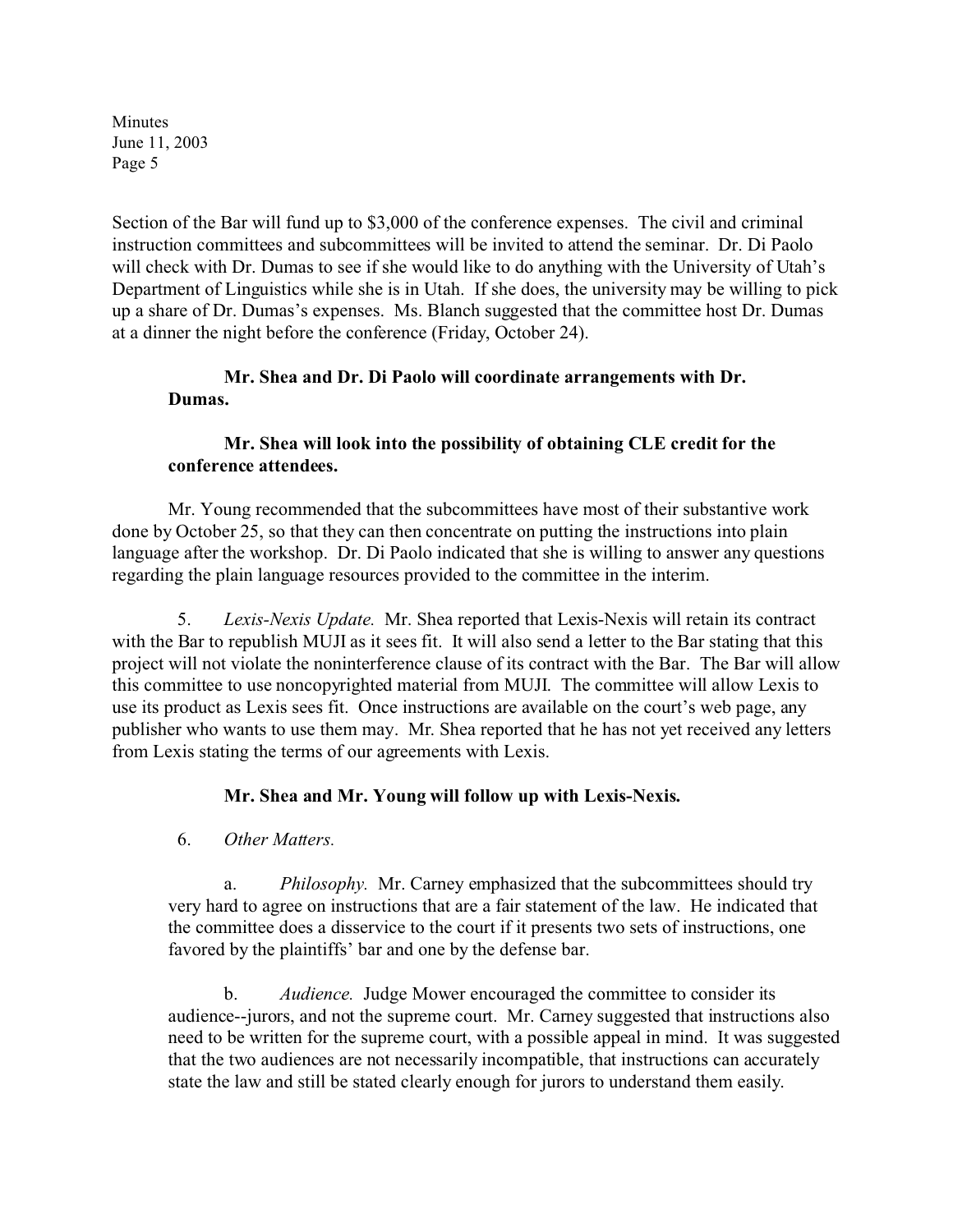Section of the Bar will fund up to $3,000 of the conference expenses. The civil and criminal instruction committees and subcommittees will be invited to attend the seminar. Dr. Di Paolo will check with Dr. Dumas to see if she would like to do anything with the University of Utah's Department of Linguistics while she is in Utah. If she does, the university may be willing to pick up a share of Dr. Dumas's expenses. Ms. Blanch suggested that the committee host Dr. Dumas at a dinner the night before the conference (Friday, October 24).

**Mr. Shea and Dr. Di Paolo will coordinate arrangements with Dr. Dumas.**

**Mr. Shea will look into the possibility of obtaining CLE credit for the conference attendees.**

Mr. Young recommended that the subcommittees have most of their substantive work done by October 25, so that they can then concentrate on putting the instructions into plain language after the workshop. Dr. Di Paolo indicated that she is willing to answer any questions regarding the plain language resources provided to the committee in the interim.

5. *Lexis-Nexis Update.* Mr. Shea reported that Lexis-Nexis will retain its contract with the Bar to republish MUJI as it sees fit. It will also send a letter to the Bar stating that this project will not violate the noninterference clause of its contract with the Bar. The Bar will allow this committee to use noncopyrighted material from MUJI. The committee will allow Lexis to use its product as Lexis sees fit. Once instructions are available on the court's web page, any publisher who wants to use them may. Mr. Shea reported that he has not yet received any letters from Lexis stating the terms of our agreements with Lexis.

**Mr. Shea and Mr. Young will follow up with Lexis-Nexis.**

6. *Other Matters.*

a. *Philosophy.* Mr. Carney emphasized that the subcommittees should try very hard to agree on instructions that are a fair statement of the law. He indicated that the committee does a disservice to the court if it presents two sets of instructions, one favored by the plaintiffs' bar and one by the defense bar.

b. *Audience.* Judge Mower encouraged the committee to consider its audience--jurors, and not the supreme court. Mr. Carney suggested that instructions also need to be written for the supreme court, with a possible appeal in mind. It was suggested that the two audiences are not necessarily incompatible, that instructions can accurately state the law and still be stated clearly enough for jurors to understand them easily.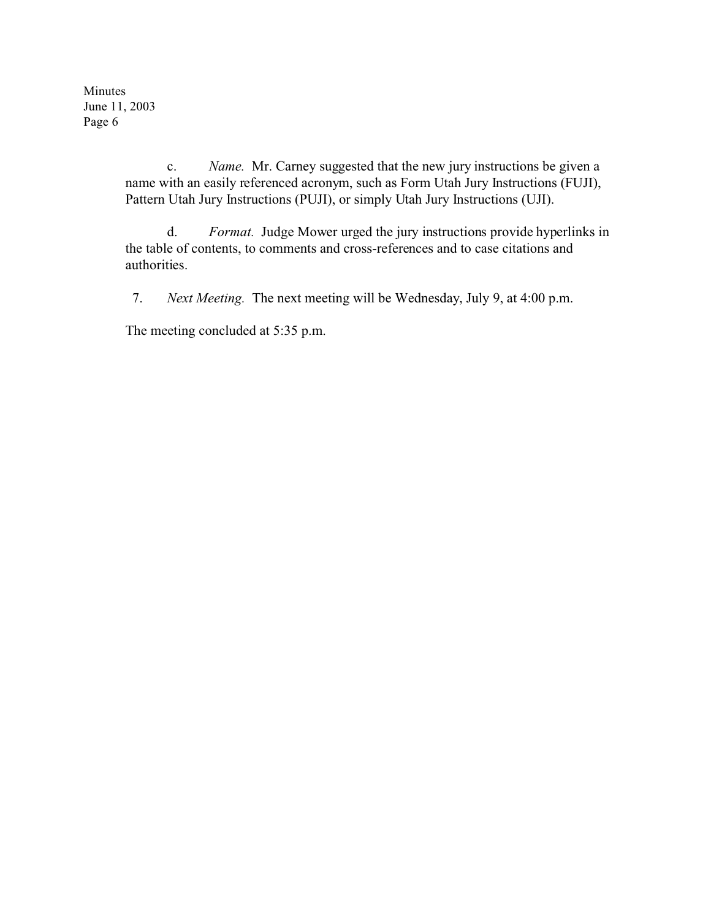c. *Name.* Mr. Carney suggested that the new jury instructions be given a name with an easily referenced acronym, such as Form Utah Jury Instructions (FUJI), Pattern Utah Jury Instructions (PUJI), or simply Utah Jury Instructions (UJI).

d. *Format.* Judge Mower urged the jury instructions provide hyperlinks in the table of contents, to comments and cross-references and to case citations and authorities.

7. *Next Meeting.* The next meeting will be Wednesday, July 9, at 4:00 p.m.

The meeting concluded at 5:35 p.m.